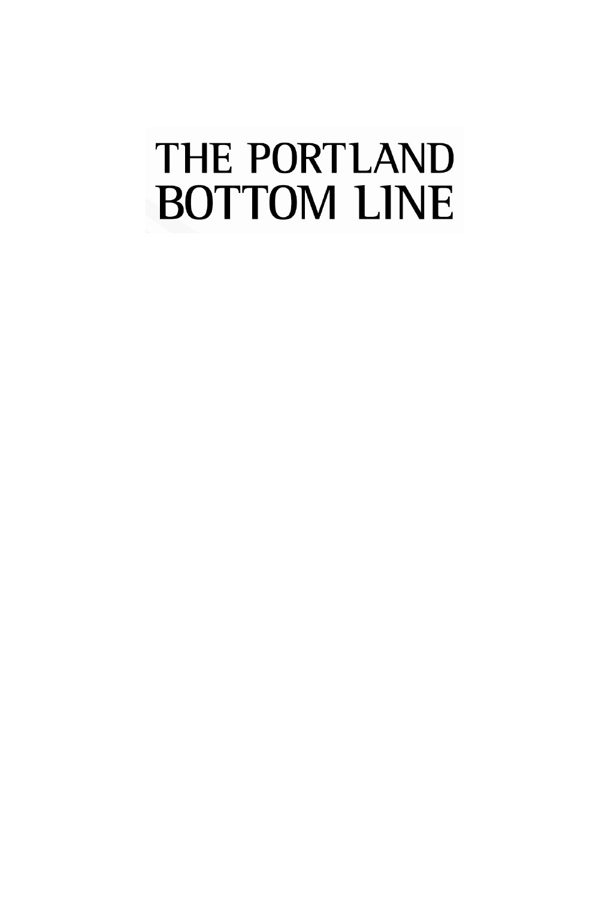# THE PORTLAND BOTTOM LINE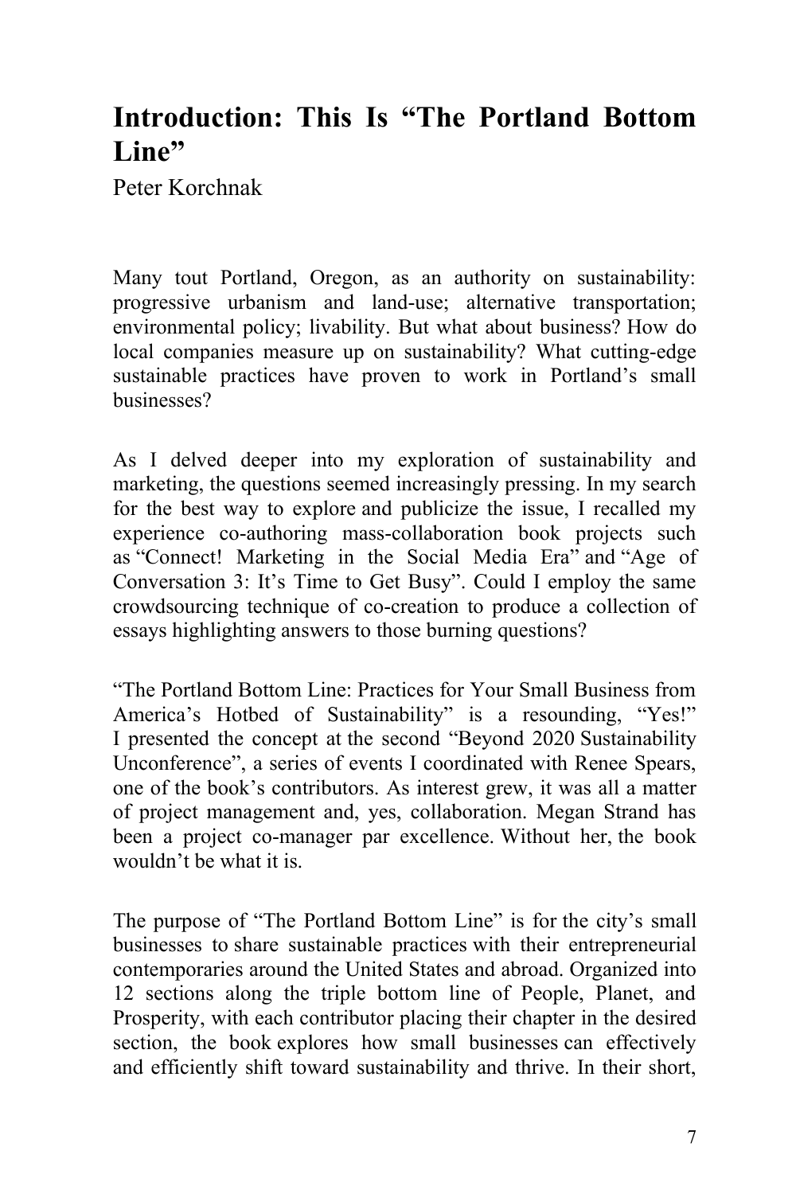# Introduction: This Is "The Portland Bottom Line"

Peter Korchnak

Many tout Portland, Oregon, as an authority on sustainability: progressive urbanism and land-use; alternative transportation; environmental policy; livability. But what about business? How do local companies measure up on sustainability? What cutting-edge sustainable practices have proven to work in Portland's small businesses?

As I delved deeper into my exploration of sustainability and marketing, the questions seemed increasingly pressing. In my search for the best way to explore and publicize the issue, I recalled my experience co-authoring mass-collaboration book projects such as "Connect! Marketing in the Social Media Era" and "Age of Conversation 3: It's Time to Get Busy". Could I employ the same crowdsourcing technique of co-creation to produce a collection of essays highlighting answers to those burning questions?

"The Portland Bottom Line: Practices for Your Small Business from America's Hotbed of Sustainability" is a resounding, "Yes!" I presented the concept at the second "Beyond 2020 Sustainability Unconference", a series of events I coordinated with Renee Spears, one of the book's contributors. As interest grew, it was all a matter of project management and, yes, collaboration. Megan Strand has been a project co-manager par excellence. Without her, the book wouldn't be what it is.

The purpose of "The Portland Bottom Line" is for the city's small businesses to share sustainable practices with their entrepreneurial contemporaries around the United States and abroad. Organized into 12 sections along the triple bottom line of People, Planet, and Prosperity, with each contributor placing their chapter in the desired section, the book explores how small businesses can effectively and efficiently shift toward sustainability and thrive. In their short,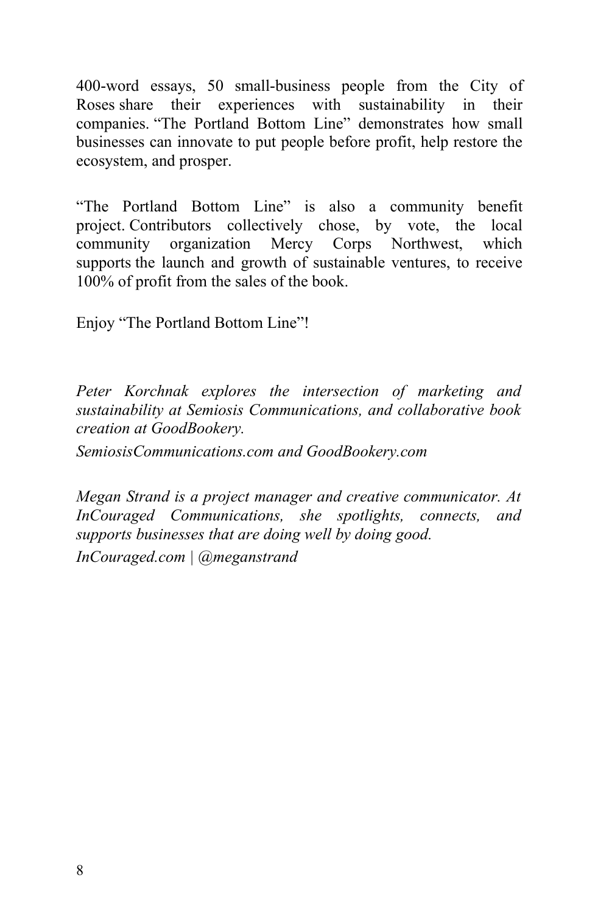400-word essays, 50 small-business people from the City of Roses share their experiences with sustainability in their companies. "The Portland Bottom Line" demonstrates how small businesses can innovate to put people before profit, help restore the ecosystem, and prosper.

"The Portland Bottom Line" is also a community benefit project. Contributors collectively chose, by vote, the local community organization Mercy Corps Northwest, which supports the launch and growth of sustainable ventures, to receive 100% of profit from the sales of the book.

Enjoy "The Portland Bottom Line"!

*Peter Korchnak explores the intersection of marketing and sustainability at Semiosis Communications, and collaborative book creation at GoodBookery.*

*SemiosisCommunications.com and GoodBookery.com*

*Megan Strand is a project manager and creative communicator. At InCouraged Communications, she spotlights, connects, and supports businesses that are doing well by doing good.*

*InCouraged.com | @meganstrand*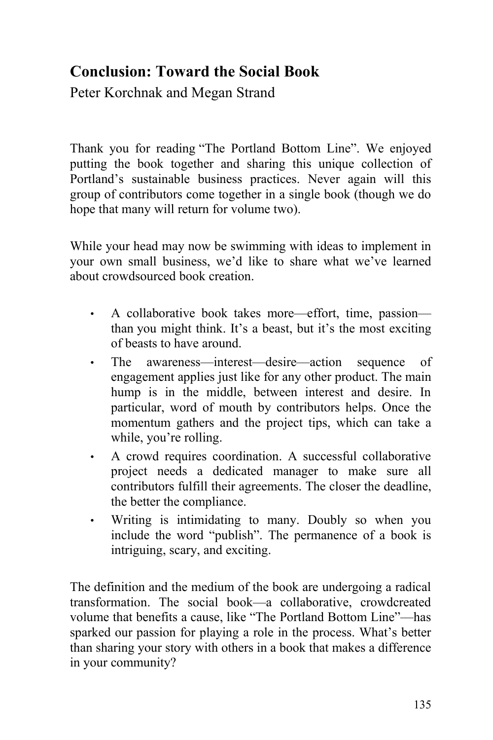## Conclusion: Toward the Social Book

Peter Korchnak and Megan Strand

Thank you for reading "The Portland Bottom Line". We enjoyed putting the book together and sharing this unique collection of Portland's sustainable business practices. Never again will this group of contributors come together in a single book (though we do hope that many will return for volume two).

While your head may now be swimming with ideas to implement in your own small business, we'd like to share what we've learned about crowdsourced book creation.

- A collaborative book takes more—effort, time, passion—than you might think. It's a beast, but it's the most exciting of beasts to have around.
- The awareness—interest—desire—action sequence of engagement applies just like for any other product. The main hump is in the middle, between interest and desire. In particular, word of mouth by contributors helps. Once the momentum gathers and the project tips, which can take a while, you're rolling.
- A crowd requires coordination. A successful collaborative project needs a dedicated manager to make sure all contributors fulfill their agreements. The closer the deadline, the better the compliance.
- Writing is intimidating to many. Doubly so when you include the word "publish". The permanence of a book is intriguing, scary, and exciting.

The definition and the medium of the book are undergoing a radical transformation. The social book—a collaborative, crowdcreated volume that benefits a cause, like "The Portland Bottom Line"—has sparked our passion for playing a role in the process. What's better than sharing your story with others in a book that makes a difference in your community?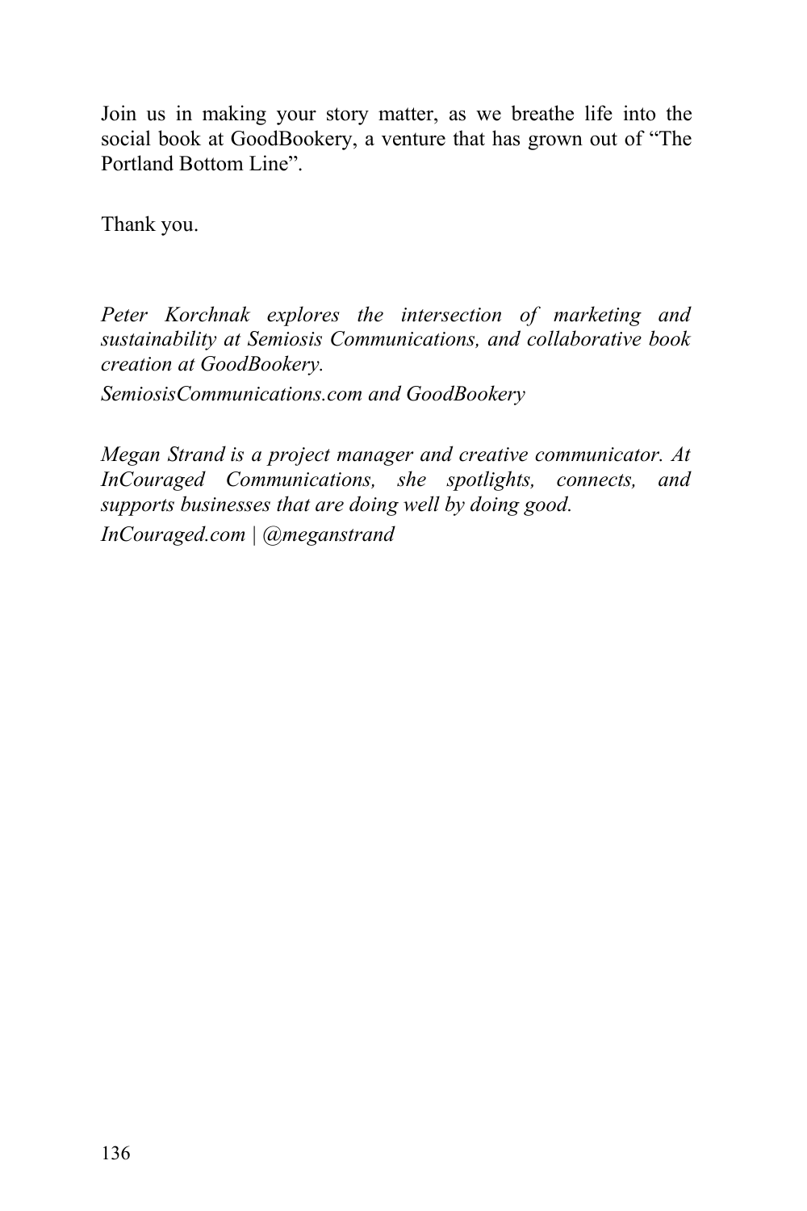Join us in making your story matter, as we breathe life into the social book at GoodBookery, a venture that has grown out of "The Portland Bottom Line".

Thank you.

*Peter Korchnak explores the intersection of marketing and sustainability at Semiosis Communications, and collaborative book creation at GoodBookery.*

*SemiosisCommunications.com and GoodBookery*

*Megan Strand is a project manager and creative communicator. At InCouraged Communications, she spotlights, connects, and supports businesses that are doing well by doing good.*

*InCouraged.com | @meganstrand*